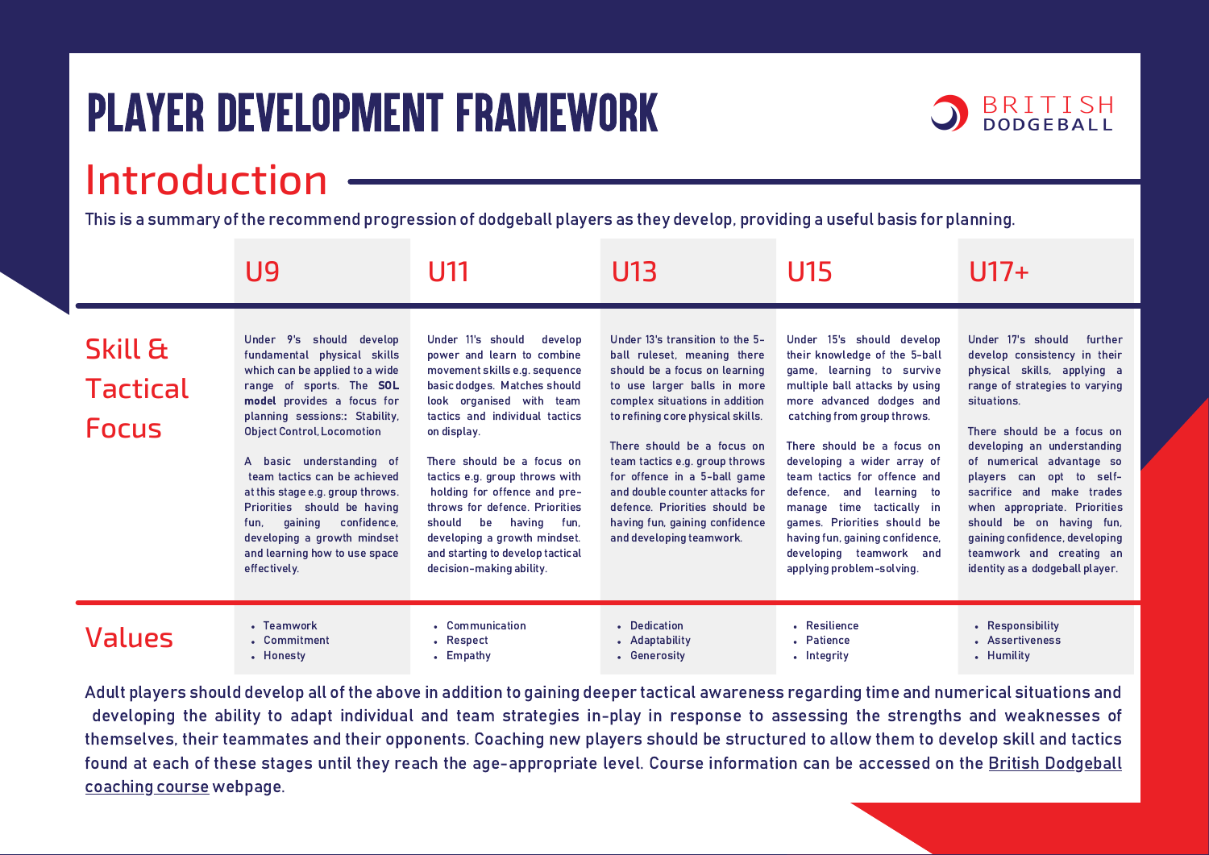# PLAYER DEVELOPMENT FRAMEWORK

BRITISH DODGEBALL

## Introduction

This is a summary of the recommend progression of dodgeball players as they develop, providing a useful basis for planning.

| | U9 | U11 | U13 | U15 | U17+ |
|---|---|---|---|---|---|
| **Skill & Tactical Focus** | Under 9's should develop fundamental physical skills which can be applied to a wide range of sports. The **SOL model** provides a focus for planning sessions:: Stability, Object Control, Locomotion<br><br>A basic understanding of team tactics can be achieved at this stage e.g. group throws. Priorities should be having fun, gaining confidence, developing a growth mindset and learning how to use space effectively. | Under 11's should develop power and learn to combine movement skills e.g. sequence basic dodges. Matches should look organised with team tactics and individual tactics on display.<br><br>There should be a focus on tactics e.g. group throws with holding for offence and pre-throws for defence. Priorities should be having fun, developing a growth mindset. and starting to develop tactical decision-making ability. | Under 13's transition to the 5-ball ruleset, meaning there should be a focus on learning to use larger balls in more complex situations in addition to refining core physical skills.<br><br>There should be a focus on team tactics e.g. group throws for offence in a 5-ball game and double counter attacks for defence. Priorities should be having fun, gaining confidence and developing teamwork. | Under 15's should develop their knowledge of the 5-ball game, learning to survive multiple ball attacks by using more advanced dodges and catching from group throws.<br><br>There should be a focus on developing a wider array of team tactics for offence and defence, and learning to manage time tactically in games. Priorities should be having fun, gaining confidence, developing teamwork and applying problem-solving. | Under 17's should further develop consistency in their physical skills, applying a range of strategies to varying situations.<br><br>There should be a focus on developing an understanding of numerical advantage so players can opt to self-sacrifice and make trades when appropriate. Priorities should be on having fun, gaining confidence, developing teamwork and creating an identity as a dodgeball player. |
| **Values** | • Teamwork<br>• Commitment<br>• Honesty | • Communication<br>• Respect<br>• Empathy | • Dedication<br>• Adaptability<br>• Generosity | • Resilience<br>• Patience<br>• Integrity | • Responsibility<br>• Assertiveness<br>• Humility |

Adult players should develop all of the above in addition to gaining deeper tactical awareness regarding time and numerical situations and developing the ability to adapt individual and team strategies in-play in response to assessing the strengths and weaknesses of themselves, their teammates and their opponents. Coaching new players should be structured to allow them to develop skill and tactics found at each of these stages until they reach the age-appropriate level. Course information can be accessed on the British Dodgeball coaching course webpage.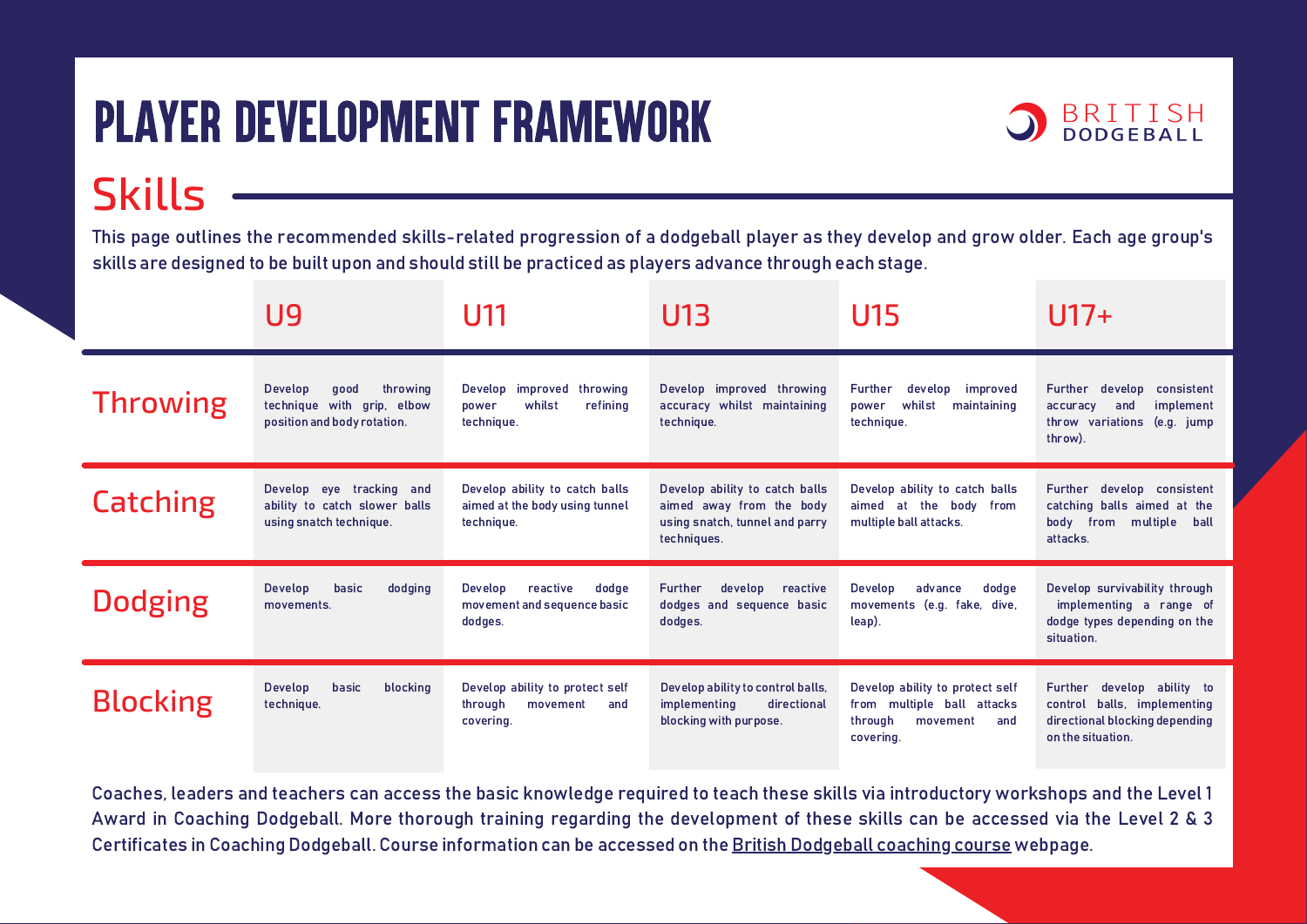# PLAYER DEVELOPMENT FRAMEWORK

BRITISH DODGEBALL

## Skills

This page outlines the recommended skills-related progression of a dodgeball player as they develop and grow older. Each age group's skills are designed to be built upon and should still be practiced as players advance through each stage.

| | U9 | U11 | U13 | U15 | U17+ |
|---|---|---|---|---|---|
| **Throwing** | Develop good throwing technique with grip, elbow position and body rotation. | Develop improved throwing power whilst refining technique. | Develop improved throwing accuracy whilst maintaining technique. | Further develop improved power whilst maintaining technique. | Further develop consistent accuracy and implement throw variations (e.g. jump throw). |
| **Catching** | Develop eye tracking and ability to catch slower balls using snatch technique. | Develop ability to catch balls aimed at the body using tunnel technique. | Develop ability to catch balls aimed away from the body using snatch, tunnel and parry techniques. | Develop ability to catch balls aimed at the body from multiple ball attacks. | Further develop consistent catching balls aimed at the body from multiple ball attacks. |
| **Dodging** | Develop basic dodging movements. | Develop reactive dodge movement and sequence basic dodges. | Further develop reactive dodges and sequence basic dodges. | Develop advance dodge movements (e.g. fake, dive, leap). | Develop survivability through implementing a range of dodge types depending on the situation. |
| **Blocking** | Develop basic blocking technique. | Develop ability to protect self through movement and covering. | Develop ability to control balls, implementing directional blocking with purpose. | Develop ability to protect self from multiple ball attacks through movement and covering. | Further develop ability to control balls, implementing directional blocking depending on the situation. |

Coaches, leaders and teachers can access the basic knowledge required to teach these skills via introductory workshops and the Level 1 Award in Coaching Dodgeball. More thorough training regarding the development of these skills can be accessed via the Level 2 & 3 Certificates in Coaching Dodgeball. Course information can be accessed on the British Dodgeball coaching course webpage.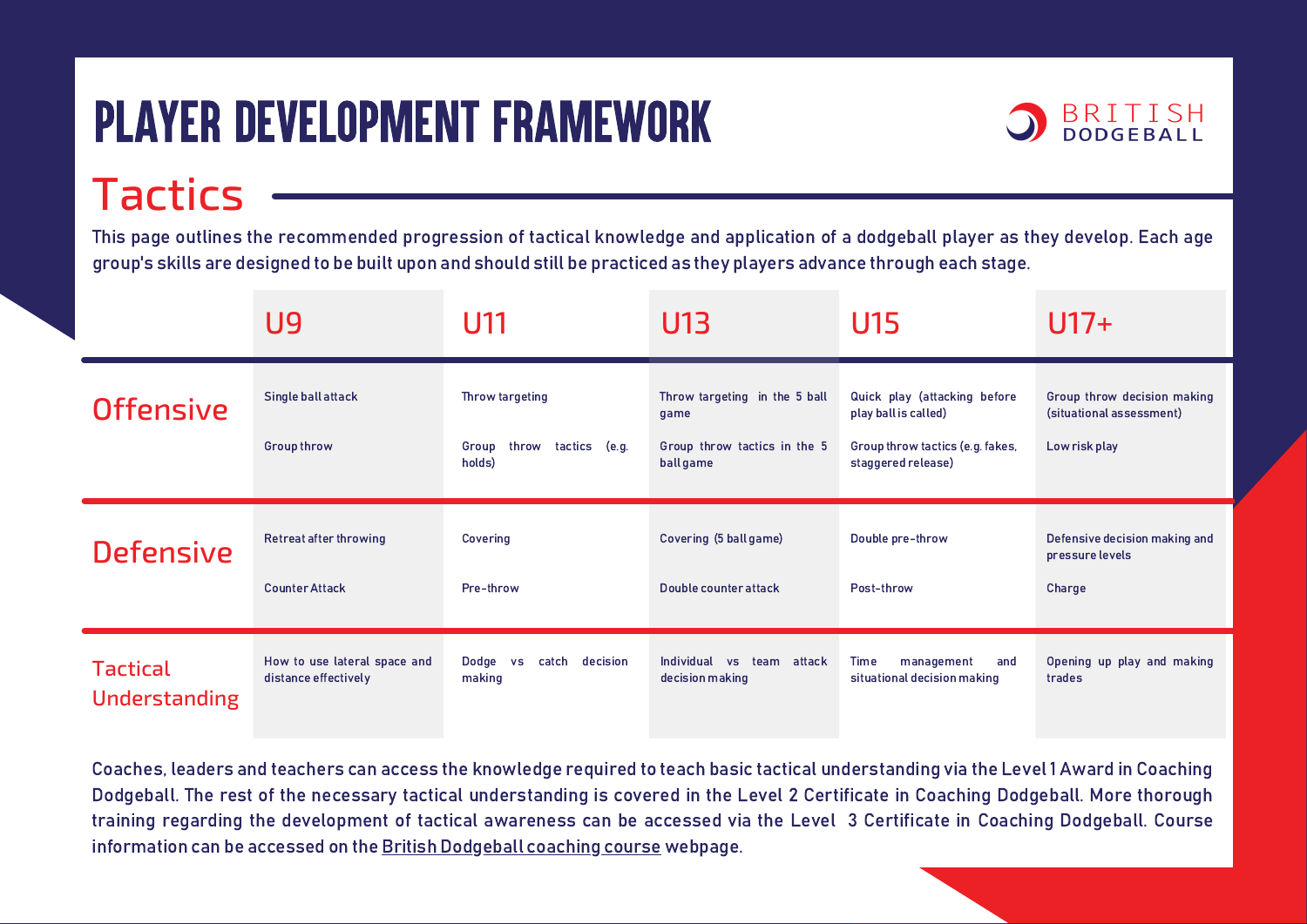# PLAYER DEVELOPMENT FRAMEWORK

BRITISH DODGEBALL

## Tactics

This page outlines the recommended progression of tactical knowledge and application of a dodgeball player as they develop. Each age group's skills are designed to be built upon and should still be practiced as they players advance through each stage.

| | U9 | U11 | U13 | U15 | U17+ |
|---|---|---|---|---|---|
| **Offensive** | Single ball attack<br><br>Group throw | Throw targeting<br><br>Group throw tactics (e.g. holds) | Throw targeting in the 5 ball game<br><br>Group throw tactics in the 5 ball game | Quick play (attacking before play ball is called)<br><br>Group throw tactics (e.g. fakes, staggered release) | Group throw decision making (situational assessment)<br><br>Low risk play |
| **Defensive** | Retreat after throwing<br><br>Counter Attack | Covering<br><br>Pre-throw | Covering (5 ball game)<br><br>Double counter attack | Double pre-throw<br><br>Post-throw | Defensive decision making and pressure levels<br><br>Charge |
| **Tactical Understanding** | How to use lateral space and distance effectively | Dodge vs catch decision making | Individual vs team attack decision making | Time management and situational decision making | Opening up play and making trades |

Coaches, leaders and teachers can access the knowledge required to teach basic tactical understanding via the Level 1 Award in Coaching Dodgeball. The rest of the necessary tactical understanding is covered in the Level 2 Certificate in Coaching Dodgeball. More thorough training regarding the development of tactical awareness can be accessed via the Level 3 Certificate in Coaching Dodgeball. Course information can be accessed on the British Dodgeball coaching course webpage.